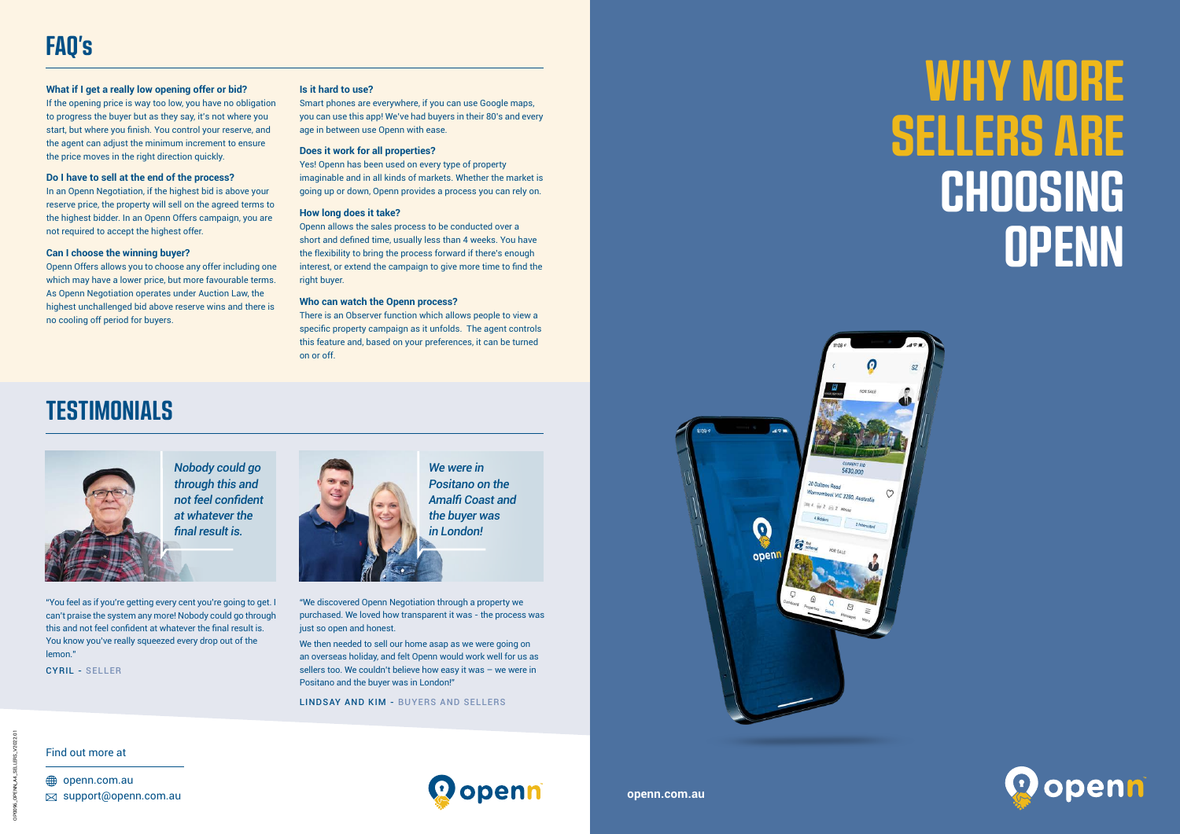## FAQ's

**What if I get a really low opening offer or bid?**
If the opening price is way too low, you have no obligation to progress the buyer but as they say, it's not where you start, but where you finish. You control your reserve, and the agent can adjust the minimum increment to ensure the price moves in the right direction quickly.

**Do I have to sell at the end of the process?**
In an Openn Negotiation, if the highest bid is above your reserve price, the property will sell on the agreed terms to the highest bidder. In an Openn Offers campaign, you are not required to accept the highest offer.

**Can I choose the winning buyer?**
Openn Offers allows you to choose any offer including one which may have a lower price, but more favourable terms. As Openn Negotiation operates under Auction Law, the highest unchallenged bid above reserve wins and there is no cooling off period for buyers.

**Is it hard to use?**
Smart phones are everywhere, if you can use Google maps, you can use this app! We've had buyers in their 80's and every age in between use Openn with ease.

**Does it work for all properties?**
Yes! Openn has been used on every type of property imaginable and in all kinds of markets. Whether the market is going up or down, Openn provides a process you can rely on.

**How long does it take?**
Openn allows the sales process to be conducted over a short and defined time, usually less than 4 weeks. You have the flexibility to bring the process forward if there's enough interest, or extend the campaign to give more time to find the right buyer.

**Who can watch the Openn process?**
There is an Observer function which allows people to view a specific property campaign as it unfolds. The agent controls this feature and, based on your preferences, it can be turned on or off.

## TESTIMONIALS

*Nobody could go through this and not feel confident at whatever the final result is.*

"You feel as if you're getting every cent you're going to get. I can't praise the system any more! Nobody could go through this and not feel confident at whatever the final result is. You know you've really squeezed every drop out of the lemon."

CYRIL - SELLER

*We were in Positano on the Amalfi Coast and the buyer was in London!*

"We discovered Openn Negotiation through a property we purchased. We loved how transparent it was - the process was just so open and honest.

We then needed to sell our home asap as we were going on an overseas holiday, and felt Openn would work well for us as sellers too. We couldn't believe how easy it was – we were in Positano and the buyer was in London!"

LINDSAY AND KIM - BUYERS AND SELLERS

Find out more at

openn.com.au
support@openn.com.au

openn

# WHY MORE SELLERS ARE CHOOSING OPENN

openn.com.au

openn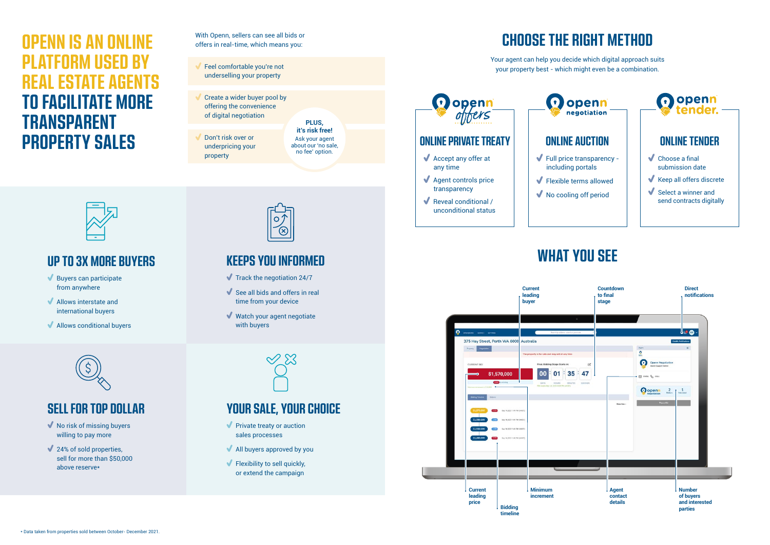# OPENN IS AN ONLINE PLATFORM USED BY REAL ESTATE AGENTS TO FACILITATE MORE TRANSPARENT PROPERTY SALES

With Openn, sellers can see all bids or offers in real-time, which means you:

- Feel comfortable you're not underselling your property
- Create a wider buyer pool by offering the convenience of digital negotiation
- Don't risk over or underpricing your property

**PLUS, it's risk free!** Ask your agent about our 'no sale, no fee' option.

## UP TO 3X MORE BUYERS

- Buyers can participate from anywhere
- Allows interstate and international buyers
- Allows conditional buyers

## KEEPS YOU INFORMED

- Track the negotiation 24/7
- See all bids and offers in real time from your device
- Watch your agent negotiate with buyers

## SELL FOR TOP DOLLAR

- No risk of missing buyers willing to pay more
- 24% of sold properties, sell for more than $50,000 above reserve*

## YOUR SALE, YOUR CHOICE

- Private treaty or auction sales processes
- All buyers approved by you
- Flexibility to sell quickly, or extend the campaign

# CHOOSE THE RIGHT METHOD

Your agent can help you decide which digital approach suits your property best - which might even be a combination.

### openn offers — ONLINE PRIVATE TREATY

- Accept any offer at any time
- Agent controls price transparency
- Reveal conditional / unconditional status

### openn negotiation — ONLINE AUCTION

- Full price transparency - including portals
- Flexible terms allowed
- No cooling off period

### openn tender. — ONLINE TENDER

- Choose a final submission date
- Keep all offers discrete
- Select a winner and send contracts digitally

# WHAT YOU SEE

Current leading buyer

Countdown to final stage

Direct notifications

Current leading price

Bidding timeline

Minimum increment

Agent contact details

Number of buyers and interested parties

* Data taken from properties sold between October- December 2021.